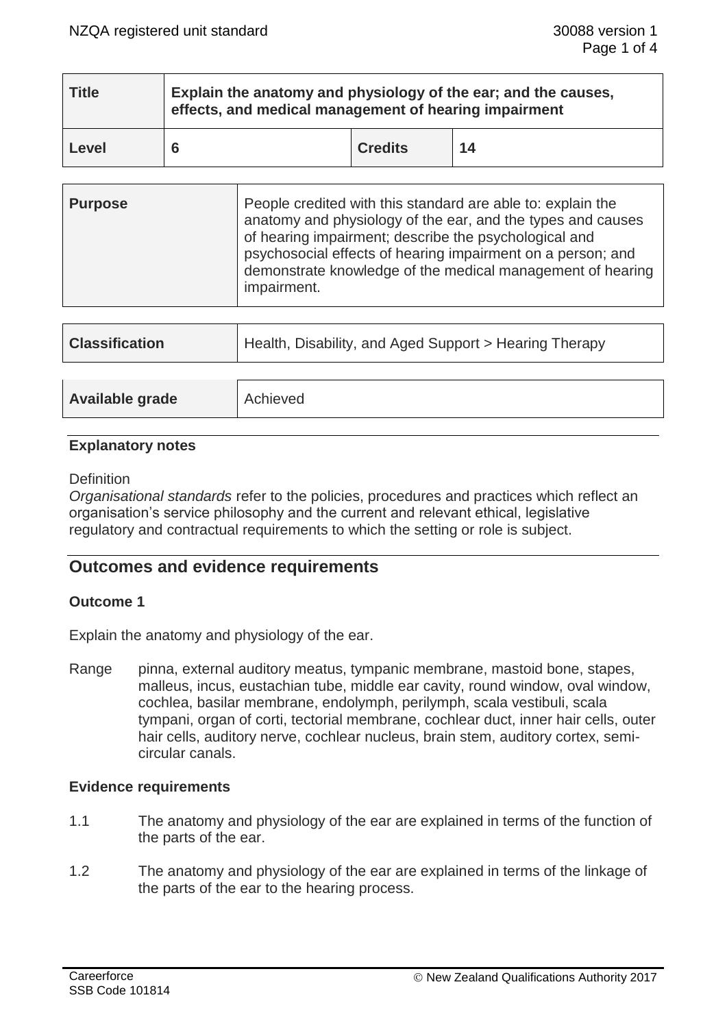| Title | Explain the anatomy and physiology of the ear; and the causes, effects, and medical management of hearing impairment | | |
|---|---|---|---|
| Level | 6 | Credits | 14 |

| Purpose | People credited with this standard are able to: explain the anatomy and physiology of the ear, and the types and causes of hearing impairment; describe the psychological and psychosocial effects of hearing impairment on a person; and demonstrate knowledge of the medical management of hearing impairment. |
|---|---|

| Classification | Health, Disability, and Aged Support > Hearing Therapy |
|---|---|

| Available grade | Achieved |
|---|---|

## Explanatory notes

Definition

*Organisational standards* refer to the policies, procedures and practices which reflect an organisation's service philosophy and the current and relevant ethical, legislative regulatory and contractual requirements to which the setting or role is subject.

## Outcomes and evidence requirements

### Outcome 1

Explain the anatomy and physiology of the ear.

Range pinna, external auditory meatus, tympanic membrane, mastoid bone, stapes, malleus, incus, eustachian tube, middle ear cavity, round window, oval window, cochlea, basilar membrane, endolymph, perilymph, scala vestibuli, scala tympani, organ of corti, tectorial membrane, cochlear duct, inner hair cells, outer hair cells, auditory nerve, cochlear nucleus, brain stem, auditory cortex, semi-circular canals.

### Evidence requirements

1.1 The anatomy and physiology of the ear are explained in terms of the function of the parts of the ear.

1.2 The anatomy and physiology of the ear are explained in terms of the linkage of the parts of the ear to the hearing process.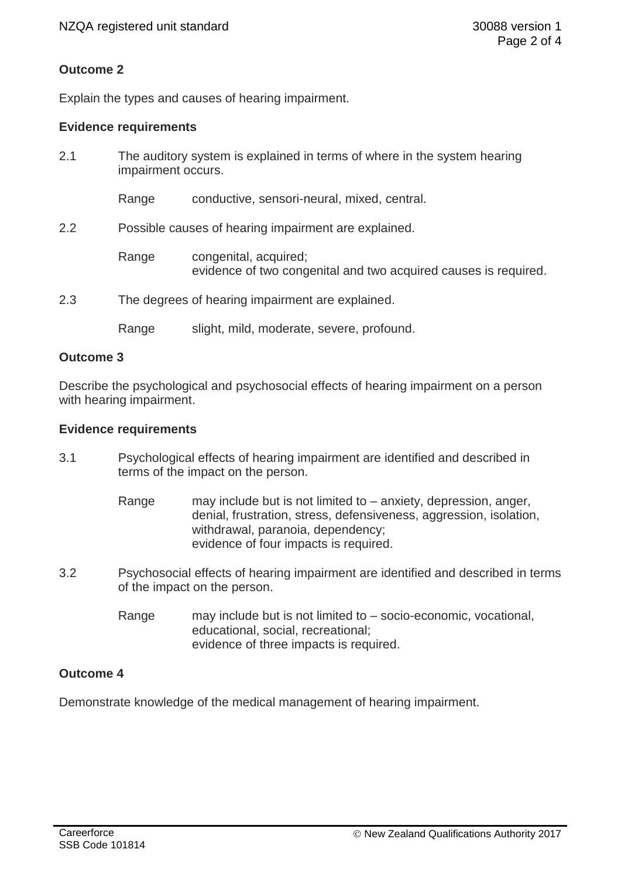**Outcome 2**

Explain the types and causes of hearing impairment.

**Evidence requirements**

2.1 The auditory system is explained in terms of where in the system hearing impairment occurs.

Range conductive, sensori-neural, mixed, central.

2.2 Possible causes of hearing impairment are explained.

Range congenital, acquired;
evidence of two congenital and two acquired causes is required.

2.3 The degrees of hearing impairment are explained.

Range slight, mild, moderate, severe, profound.

**Outcome 3**

Describe the psychological and psychosocial effects of hearing impairment on a person with hearing impairment.

**Evidence requirements**

3.1 Psychological effects of hearing impairment are identified and described in terms of the impact on the person.

Range may include but is not limited to – anxiety, depression, anger, denial, frustration, stress, defensiveness, aggression, isolation, withdrawal, paranoia, dependency;
evidence of four impacts is required.

3.2 Psychosocial effects of hearing impairment are identified and described in terms of the impact on the person.

Range may include but is not limited to – socio-economic, vocational, educational, social, recreational;
evidence of three impacts is required.

**Outcome 4**

Demonstrate knowledge of the medical management of hearing impairment.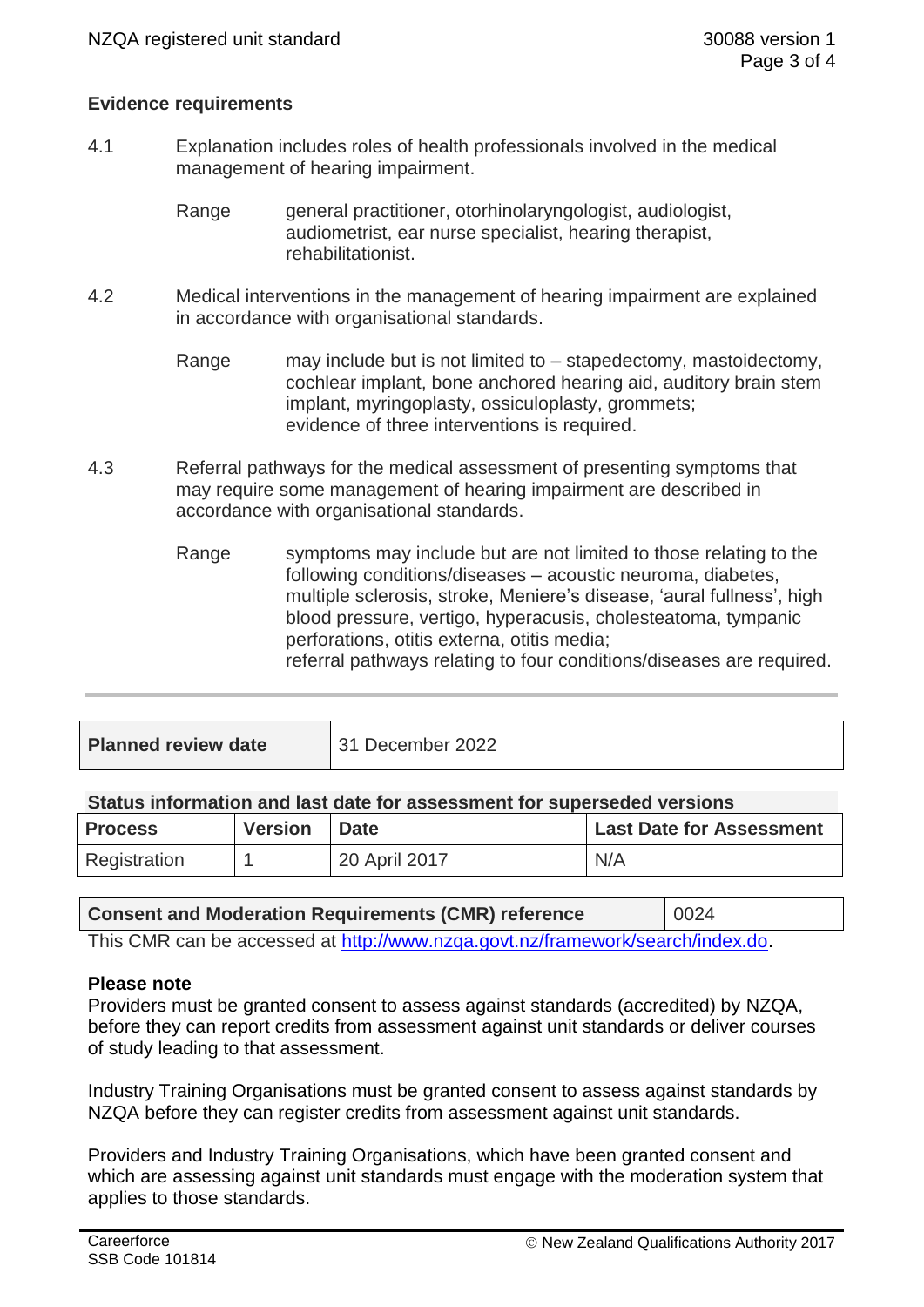### Evidence requirements

4.1 Explanation includes roles of health professionals involved in the medical management of hearing impairment.

Range: general practitioner, otorhinolaryngologist, audiologist, audiometrist, ear nurse specialist, hearing therapist, rehabilitationist.

4.2 Medical interventions in the management of hearing impairment are explained in accordance with organisational standards.

Range: may include but is not limited to – stapedectomy, mastoidectomy, cochlear implant, bone anchored hearing aid, auditory brain stem implant, myringoplasty, ossiculoplasty, grommets;
evidence of three interventions is required.

4.3 Referral pathways for the medical assessment of presenting symptoms that may require some management of hearing impairment are described in accordance with organisational standards.

Range: symptoms may include but are not limited to those relating to the following conditions/diseases – acoustic neuroma, diabetes, multiple sclerosis, stroke, Meniere's disease, 'aural fullness', high blood pressure, vertigo, hyperacusis, cholesteatoma, tympanic perforations, otitis externa, otitis media;
referral pathways relating to four conditions/diseases are required.

---

| **Planned review date** | 31 December 2022 |
|---|---|

**Status information and last date for assessment for superseded versions**

| Process | Version | Date | Last Date for Assessment |
|---|---|---|---|
| Registration | 1 | 20 April 2017 | N/A |

| **Consent and Moderation Requirements (CMR) reference** | 0024 |
|---|---|

This CMR can be accessed at http://www.nzqa.govt.nz/framework/search/index.do.

**Please note**

Providers must be granted consent to assess against standards (accredited) by NZQA, before they can report credits from assessment against unit standards or deliver courses of study leading to that assessment.

Industry Training Organisations must be granted consent to assess against standards by NZQA before they can register credits from assessment against unit standards.

Providers and Industry Training Organisations, which have been granted consent and which are assessing against unit standards must engage with the moderation system that applies to those standards.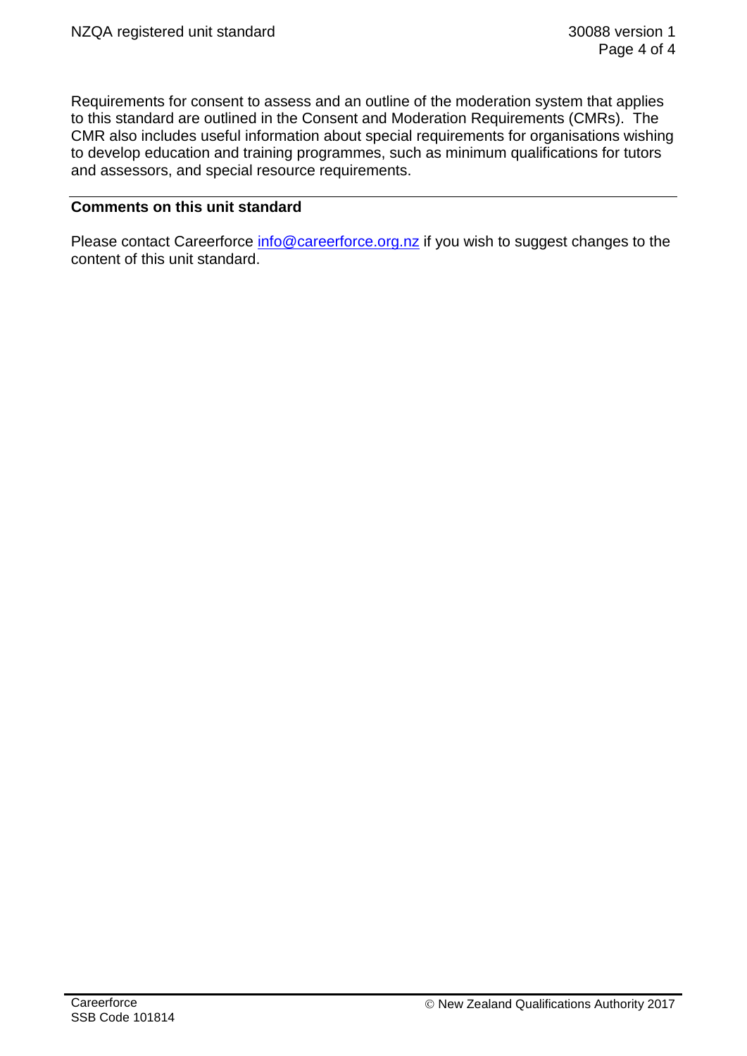Requirements for consent to assess and an outline of the moderation system that applies to this standard are outlined in the Consent and Moderation Requirements (CMRs). The CMR also includes useful information about special requirements for organisations wishing to develop education and training programmes, such as minimum qualifications for tutors and assessors, and special resource requirements.

**Comments on this unit standard**

Please contact Careerforce info@careerforce.org.nz if you wish to suggest changes to the content of this unit standard.